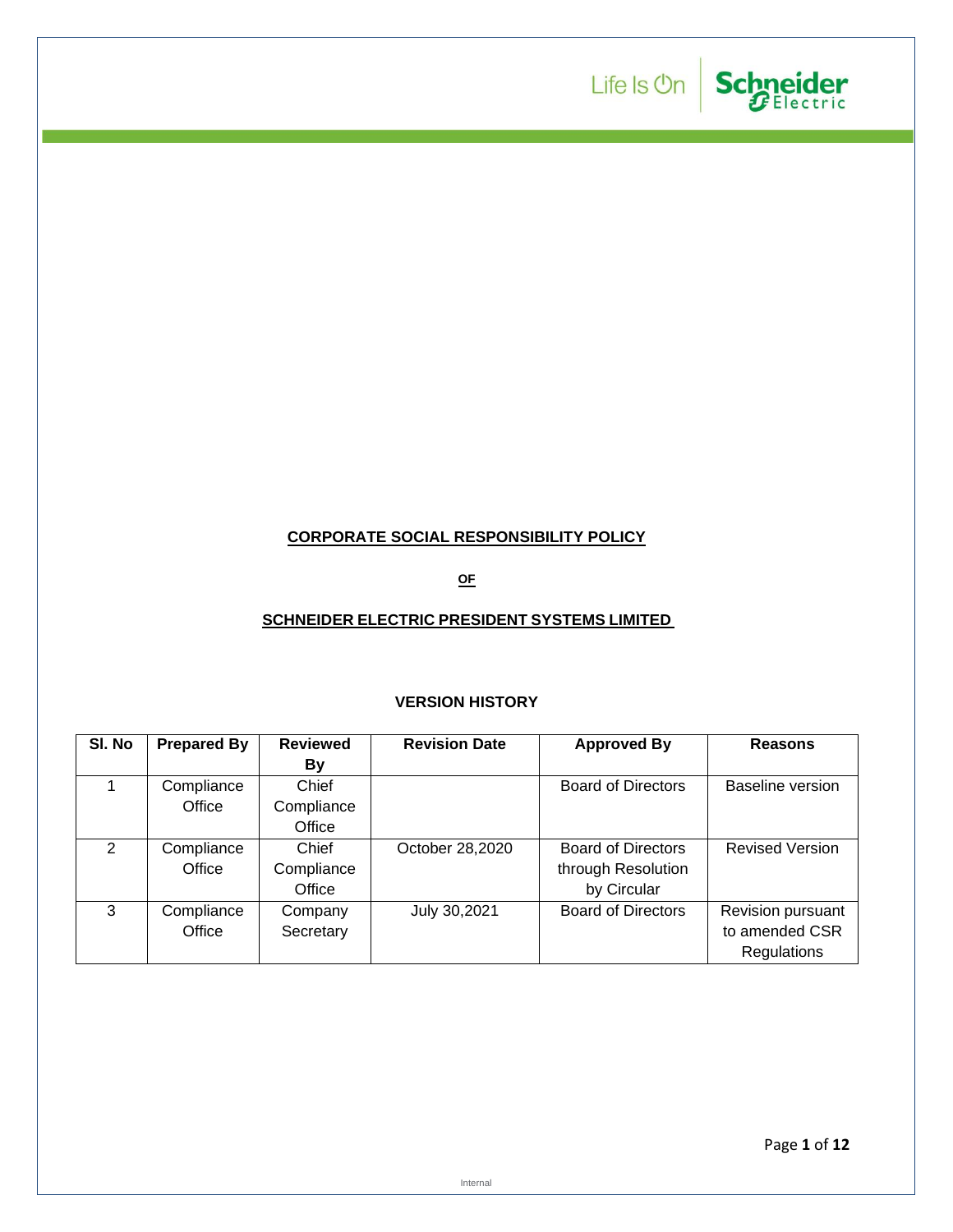**CORPORATE SOCIAL RESPONSIBILITY POLICY**

**OF**

**SCHNEIDER ELECTRIC PRESIDENT SYSTEMS LIMITED**

**VERSION HISTORY**

| Sl. No | Prepared By | Reviewed By | Revision Date | Approved By | Reasons |
|---|---|---|---|---|---|
| 1 | Compliance Office | Chief Compliance Office | | Board of Directors | Baseline version |
| 2 | Compliance Office | Chief Compliance Office | October 28,2020 | Board of Directors through Resolution by Circular | Revised Version |
| 3 | Compliance Office | Company Secretary | July 30,2021 | Board of Directors | Revision pursuant to amended CSR Regulations |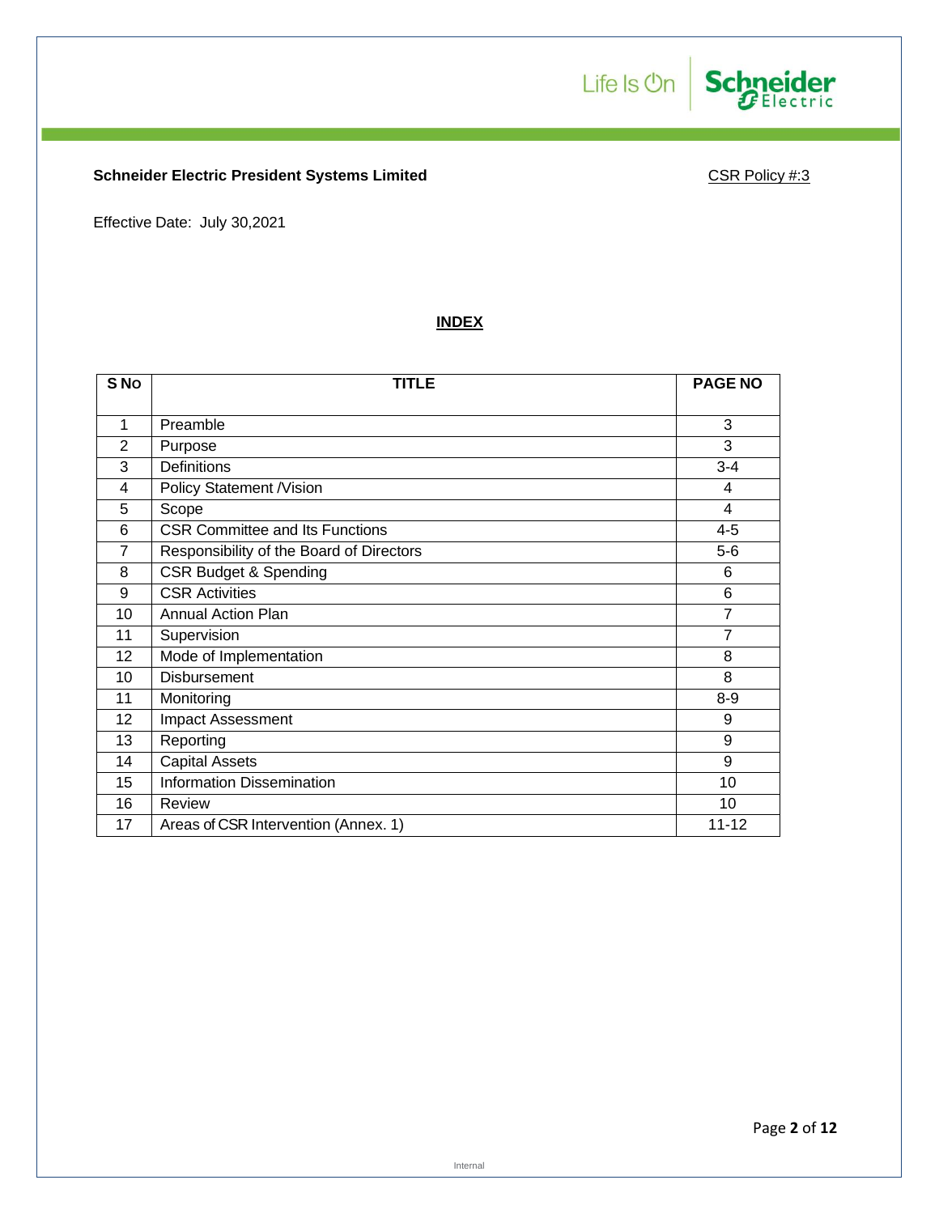**Schneider Electric President Systems Limited** CSR Policy #:3

Effective Date: July 30,2021

## INDEX

| S No | TITLE | PAGE NO |
|---|---|---|
| 1 | Preamble | 3 |
| 2 | Purpose | 3 |
| 3 | Definitions | 3-4 |
| 4 | Policy Statement /Vision | 4 |
| 5 | Scope | 4 |
| 6 | CSR Committee and Its Functions | 4-5 |
| 7 | Responsibility of the Board of Directors | 5-6 |
| 8 | CSR Budget & Spending | 6 |
| 9 | CSR Activities | 6 |
| 10 | Annual Action Plan | 7 |
| 11 | Supervision | 7 |
| 12 | Mode of Implementation | 8 |
| 10 | Disbursement | 8 |
| 11 | Monitoring | 8-9 |
| 12 | Impact Assessment | 9 |
| 13 | Reporting | 9 |
| 14 | Capital Assets | 9 |
| 15 | Information Dissemination | 10 |
| 16 | Review | 10 |
| 17 | Areas of CSR Intervention (Annex. 1) | 11-12 |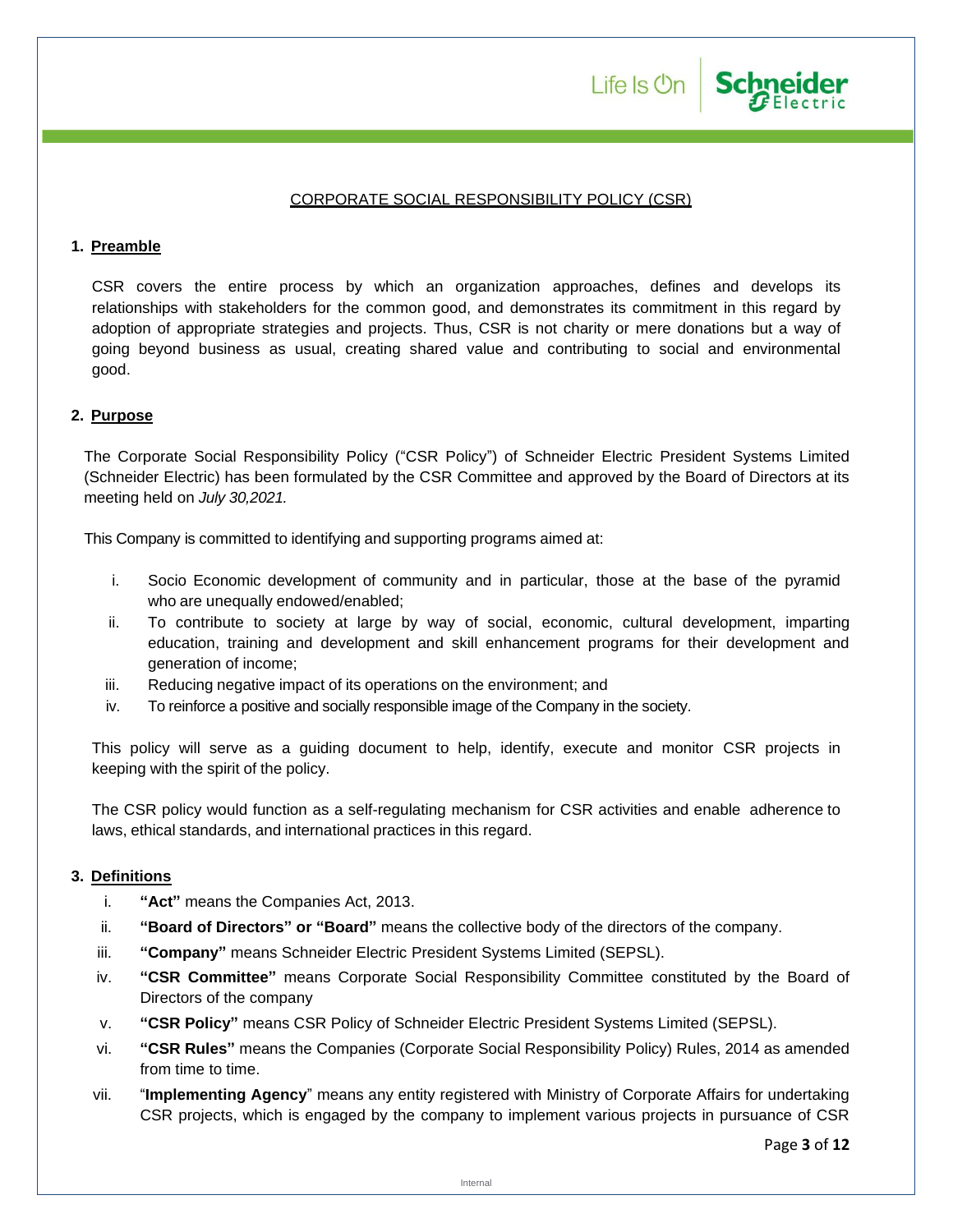# CORPORATE SOCIAL RESPONSIBILITY POLICY (CSR)

## 1. Preamble

CSR covers the entire process by which an organization approaches, defines and develops its relationships with stakeholders for the common good, and demonstrates its commitment in this regard by adoption of appropriate strategies and projects. Thus, CSR is not charity or mere donations but a way of going beyond business as usual, creating shared value and contributing to social and environmental good.

## 2. Purpose

The Corporate Social Responsibility Policy ("CSR Policy") of Schneider Electric President Systems Limited (Schneider Electric) has been formulated by the CSR Committee and approved by the Board of Directors at its meeting held on *July 30,2021.*

This Company is committed to identifying and supporting programs aimed at:

i. Socio Economic development of community and in particular, those at the base of the pyramid who are unequally endowed/enabled;

ii. To contribute to society at large by way of social, economic, cultural development, imparting education, training and development and skill enhancement programs for their development and generation of income;

iii. Reducing negative impact of its operations on the environment; and

iv. To reinforce a positive and socially responsible image of the Company in the society.

This policy will serve as a guiding document to help, identify, execute and monitor CSR projects in keeping with the spirit of the policy.

The CSR policy would function as a self-regulating mechanism for CSR activities and enable adherence to laws, ethical standards, and international practices in this regard.

## 3. Definitions

i. **"Act"** means the Companies Act, 2013.

ii. **"Board of Directors" or "Board"** means the collective body of the directors of the company.

iii. **"Company"** means Schneider Electric President Systems Limited (SEPSL).

iv. **"CSR Committee"** means Corporate Social Responsibility Committee constituted by the Board of Directors of the company

v. **"CSR Policy"** means CSR Policy of Schneider Electric President Systems Limited (SEPSL).

vi. **"CSR Rules"** means the Companies (Corporate Social Responsibility Policy) Rules, 2014 as amended from time to time.

vii. "**Implementing Agency**" means any entity registered with Ministry of Corporate Affairs for undertaking CSR projects, which is engaged by the company to implement various projects in pursuance of CSR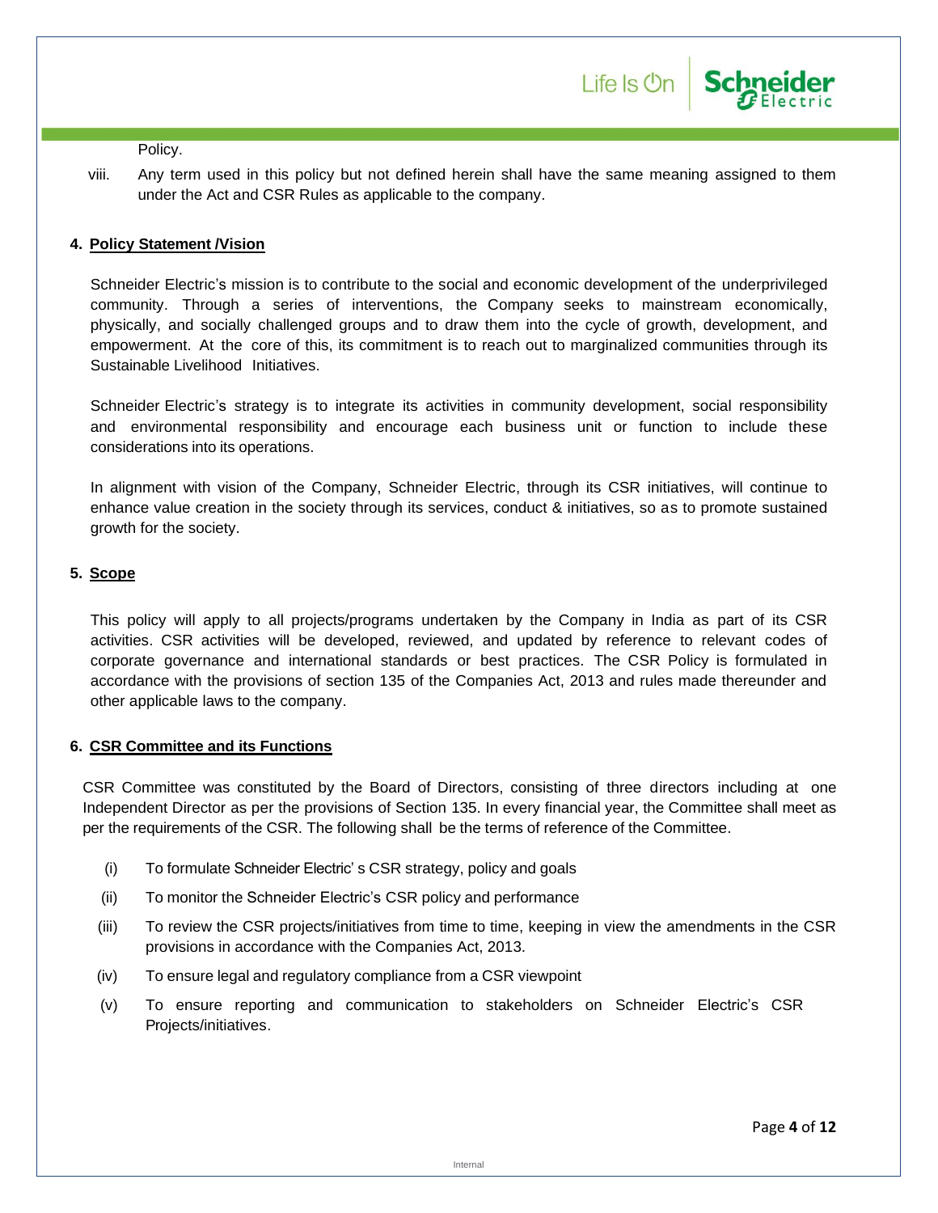Policy.

viii. Any term used in this policy but not defined herein shall have the same meaning assigned to them under the Act and CSR Rules as applicable to the company.

## 4. Policy Statement /Vision

Schneider Electric's mission is to contribute to the social and economic development of the underprivileged community. Through a series of interventions, the Company seeks to mainstream economically, physically, and socially challenged groups and to draw them into the cycle of growth, development, and empowerment. At the core of this, its commitment is to reach out to marginalized communities through its Sustainable Livelihood Initiatives.

Schneider Electric's strategy is to integrate its activities in community development, social responsibility and environmental responsibility and encourage each business unit or function to include these considerations into its operations.

In alignment with vision of the Company, Schneider Electric, through its CSR initiatives, will continue to enhance value creation in the society through its services, conduct & initiatives, so as to promote sustained growth for the society.

## 5. Scope

This policy will apply to all projects/programs undertaken by the Company in India as part of its CSR activities. CSR activities will be developed, reviewed, and updated by reference to relevant codes of corporate governance and international standards or best practices. The CSR Policy is formulated in accordance with the provisions of section 135 of the Companies Act, 2013 and rules made thereunder and other applicable laws to the company.

## 6. CSR Committee and its Functions

CSR Committee was constituted by the Board of Directors, consisting of three directors including at one Independent Director as per the provisions of Section 135. In every financial year, the Committee shall meet as per the requirements of the CSR. The following shall be the terms of reference of the Committee.

(i) To formulate Schneider Electric' s CSR strategy, policy and goals

(ii) To monitor the Schneider Electric's CSR policy and performance

(iii) To review the CSR projects/initiatives from time to time, keeping in view the amendments in the CSR provisions in accordance with the Companies Act, 2013.

(iv) To ensure legal and regulatory compliance from a CSR viewpoint

(v) To ensure reporting and communication to stakeholders on Schneider Electric's CSR Projects/initiatives.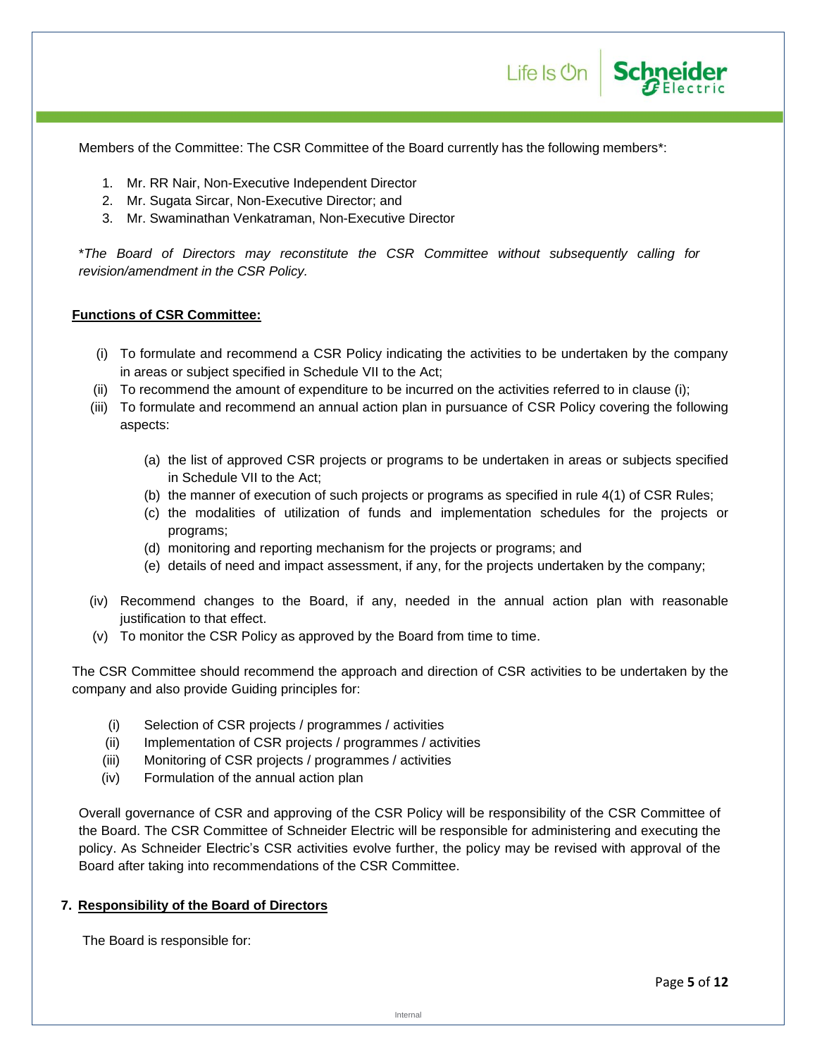Members of the Committee: The CSR Committee of the Board currently has the following members*:

1. Mr. RR Nair, Non-Executive Independent Director
2. Mr. Sugata Sircar, Non-Executive Director; and
3. Mr. Swaminathan Venkatraman, Non-Executive Director

**The Board of Directors may reconstitute the CSR Committee without subsequently calling for revision/amendment in the CSR Policy.*

**Functions of CSR Committee:**

(i) To formulate and recommend a CSR Policy indicating the activities to be undertaken by the company in areas or subject specified in Schedule VII to the Act;
(ii) To recommend the amount of expenditure to be incurred on the activities referred to in clause (i);
(iii) To formulate and recommend an annual action plan in pursuance of CSR Policy covering the following aspects:

   (a) the list of approved CSR projects or programs to be undertaken in areas or subjects specified in Schedule VII to the Act;
   (b) the manner of execution of such projects or programs as specified in rule 4(1) of CSR Rules;
   (c) the modalities of utilization of funds and implementation schedules for the projects or programs;
   (d) monitoring and reporting mechanism for the projects or programs; and
   (e) details of need and impact assessment, if any, for the projects undertaken by the company;

(iv) Recommend changes to the Board, if any, needed in the annual action plan with reasonable justification to that effect.
(v) To monitor the CSR Policy as approved by the Board from time to time.

The CSR Committee should recommend the approach and direction of CSR activities to be undertaken by the company and also provide Guiding principles for:

(i) Selection of CSR projects / programmes / activities
(ii) Implementation of CSR projects / programmes / activities
(iii) Monitoring of CSR projects / programmes / activities
(iv) Formulation of the annual action plan

Overall governance of CSR and approving of the CSR Policy will be responsibility of the CSR Committee of the Board. The CSR Committee of Schneider Electric will be responsible for administering and executing the policy. As Schneider Electric's CSR activities evolve further, the policy may be revised with approval of the Board after taking into recommendations of the CSR Committee.

## 7. Responsibility of the Board of Directors

The Board is responsible for: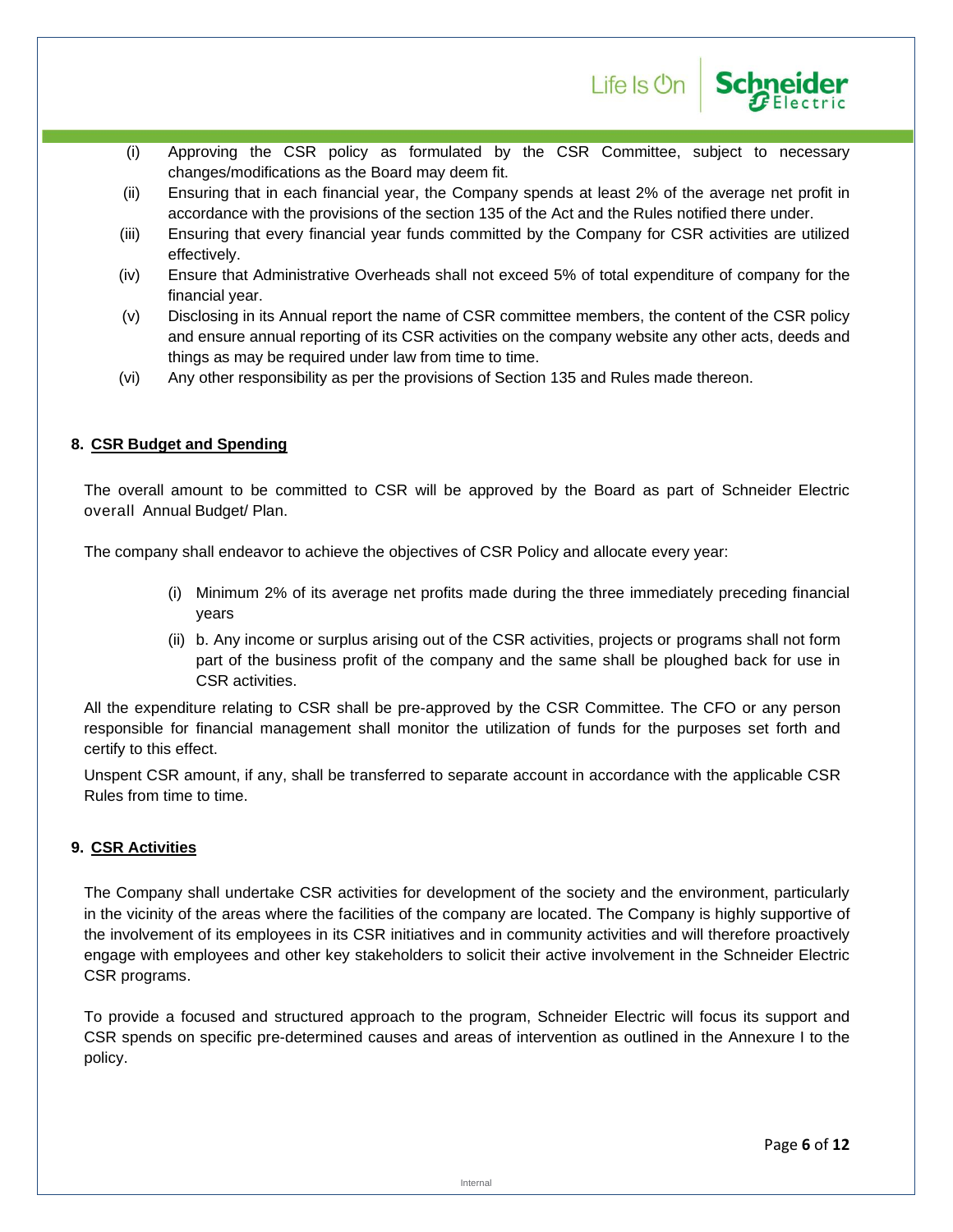(i) Approving the CSR policy as formulated by the CSR Committee, subject to necessary changes/modifications as the Board may deem fit.

(ii) Ensuring that in each financial year, the Company spends at least 2% of the average net profit in accordance with the provisions of the section 135 of the Act and the Rules notified there under.

(iii) Ensuring that every financial year funds committed by the Company for CSR activities are utilized effectively.

(iv) Ensure that Administrative Overheads shall not exceed 5% of total expenditure of company for the financial year.

(v) Disclosing in its Annual report the name of CSR committee members, the content of the CSR policy and ensure annual reporting of its CSR activities on the company website any other acts, deeds and things as may be required under law from time to time.

(vi) Any other responsibility as per the provisions of Section 135 and Rules made thereon.

## 8. CSR Budget and Spending

The overall amount to be committed to CSR will be approved by the Board as part of Schneider Electric overall Annual Budget/ Plan.

The company shall endeavor to achieve the objectives of CSR Policy and allocate every year:

(i) Minimum 2% of its average net profits made during the three immediately preceding financial years

(ii) b. Any income or surplus arising out of the CSR activities, projects or programs shall not form part of the business profit of the company and the same shall be ploughed back for use in CSR activities.

All the expenditure relating to CSR shall be pre-approved by the CSR Committee. The CFO or any person responsible for financial management shall monitor the utilization of funds for the purposes set forth and certify to this effect.

Unspent CSR amount, if any, shall be transferred to separate account in accordance with the applicable CSR Rules from time to time.

## 9. CSR Activities

The Company shall undertake CSR activities for development of the society and the environment, particularly in the vicinity of the areas where the facilities of the company are located. The Company is highly supportive of the involvement of its employees in its CSR initiatives and in community activities and will therefore proactively engage with employees and other key stakeholders to solicit their active involvement in the Schneider Electric CSR programs.

To provide a focused and structured approach to the program, Schneider Electric will focus its support and CSR spends on specific pre-determined causes and areas of intervention as outlined in the Annexure I to the policy.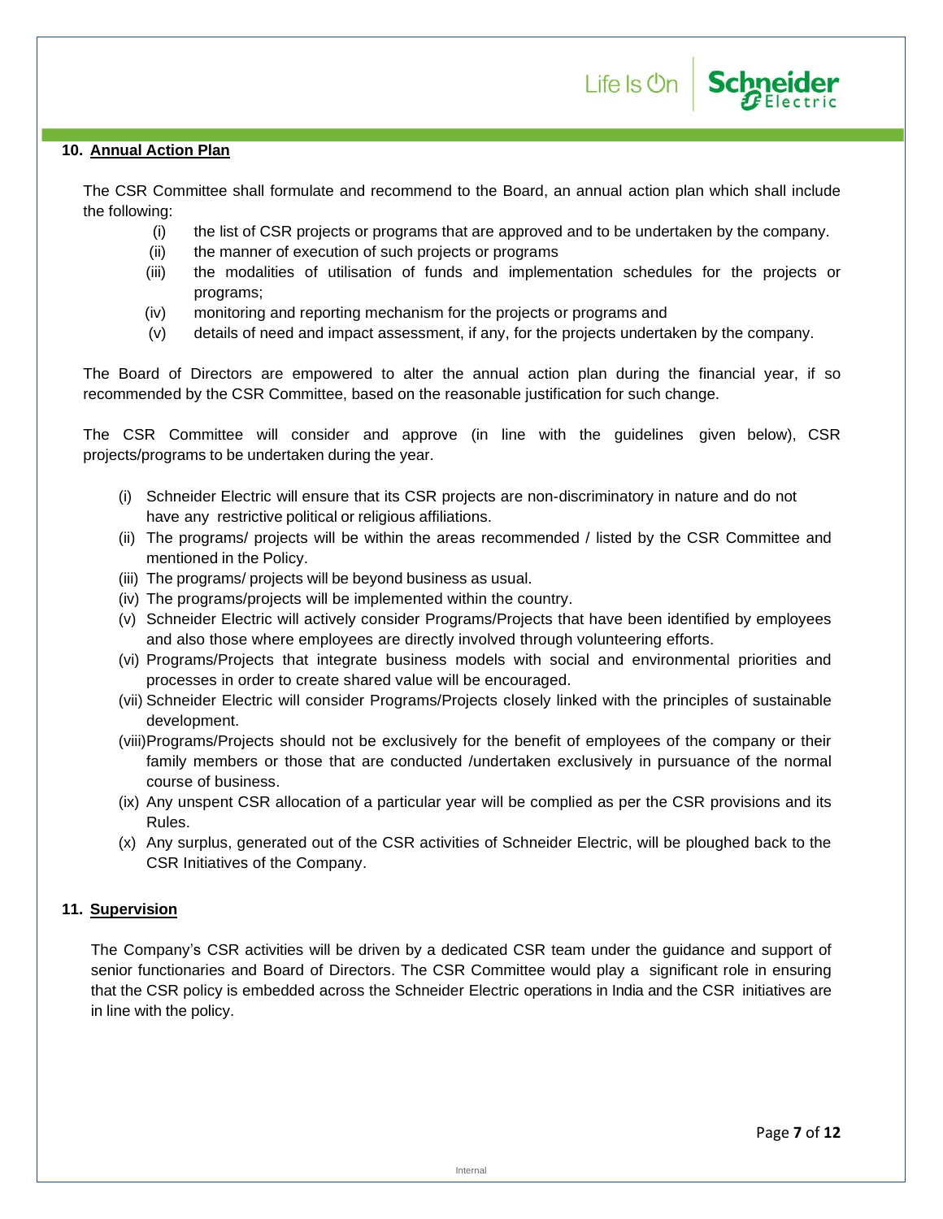## 10. Annual Action Plan

The CSR Committee shall formulate and recommend to the Board, an annual action plan which shall include the following:

(i) the list of CSR projects or programs that are approved and to be undertaken by the company.
(ii) the manner of execution of such projects or programs
(iii) the modalities of utilisation of funds and implementation schedules for the projects or programs;
(iv) monitoring and reporting mechanism for the projects or programs and
(v) details of need and impact assessment, if any, for the projects undertaken by the company.

The Board of Directors are empowered to alter the annual action plan during the financial year, if so recommended by the CSR Committee, based on the reasonable justification for such change.

The CSR Committee will consider and approve (in line with the guidelines given below), CSR projects/programs to be undertaken during the year.

(i) Schneider Electric will ensure that its CSR projects are non-discriminatory in nature and do not have any restrictive political or religious affiliations.
(ii) The programs/ projects will be within the areas recommended / listed by the CSR Committee and mentioned in the Policy.
(iii) The programs/ projects will be beyond business as usual.
(iv) The programs/projects will be implemented within the country.
(v) Schneider Electric will actively consider Programs/Projects that have been identified by employees and also those where employees are directly involved through volunteering efforts.
(vi) Programs/Projects that integrate business models with social and environmental priorities and processes in order to create shared value will be encouraged.
(vii) Schneider Electric will consider Programs/Projects closely linked with the principles of sustainable development.
(viii) Programs/Projects should not be exclusively for the benefit of employees of the company or their family members or those that are conducted /undertaken exclusively in pursuance of the normal course of business.
(ix) Any unspent CSR allocation of a particular year will be complied as per the CSR provisions and its Rules.
(x) Any surplus, generated out of the CSR activities of Schneider Electric, will be ploughed back to the CSR Initiatives of the Company.

## 11. Supervision

The Company's CSR activities will be driven by a dedicated CSR team under the guidance and support of senior functionaries and Board of Directors. The CSR Committee would play a significant role in ensuring that the CSR policy is embedded across the Schneider Electric operations in India and the CSR initiatives are in line with the policy.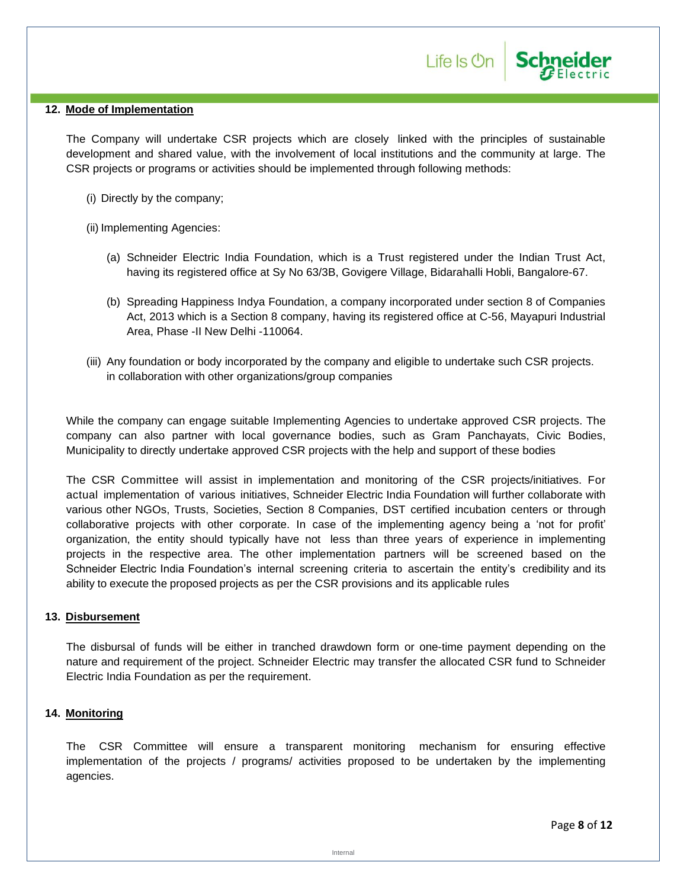## 12. Mode of Implementation

The Company will undertake CSR projects which are closely linked with the principles of sustainable development and shared value, with the involvement of local institutions and the community at large. The CSR projects or programs or activities should be implemented through following methods:

(i) Directly by the company;

(ii) Implementing Agencies:

(a) Schneider Electric India Foundation, which is a Trust registered under the Indian Trust Act, having its registered office at Sy No 63/3B, Govigere Village, Bidarahalli Hobli, Bangalore-67.

(b) Spreading Happiness Indya Foundation, a company incorporated under section 8 of Companies Act, 2013 which is a Section 8 company, having its registered office at C-56, Mayapuri Industrial Area, Phase -II New Delhi -110064.

(iii) Any foundation or body incorporated by the company and eligible to undertake such CSR projects. in collaboration with other organizations/group companies

While the company can engage suitable Implementing Agencies to undertake approved CSR projects. The company can also partner with local governance bodies, such as Gram Panchayats, Civic Bodies, Municipality to directly undertake approved CSR projects with the help and support of these bodies

The CSR Committee will assist in implementation and monitoring of the CSR projects/initiatives. For actual implementation of various initiatives, Schneider Electric India Foundation will further collaborate with various other NGOs, Trusts, Societies, Section 8 Companies, DST certified incubation centers or through collaborative projects with other corporate. In case of the implementing agency being a 'not for profit' organization, the entity should typically have not less than three years of experience in implementing projects in the respective area. The other implementation partners will be screened based on the Schneider Electric India Foundation's internal screening criteria to ascertain the entity's credibility and its ability to execute the proposed projects as per the CSR provisions and its applicable rules

## 13. Disbursement

The disbursal of funds will be either in tranched drawdown form or one-time payment depending on the nature and requirement of the project. Schneider Electric may transfer the allocated CSR fund to Schneider Electric India Foundation as per the requirement.

## 14. Monitoring

The CSR Committee will ensure a transparent monitoring mechanism for ensuring effective implementation of the projects / programs/ activities proposed to be undertaken by the implementing agencies.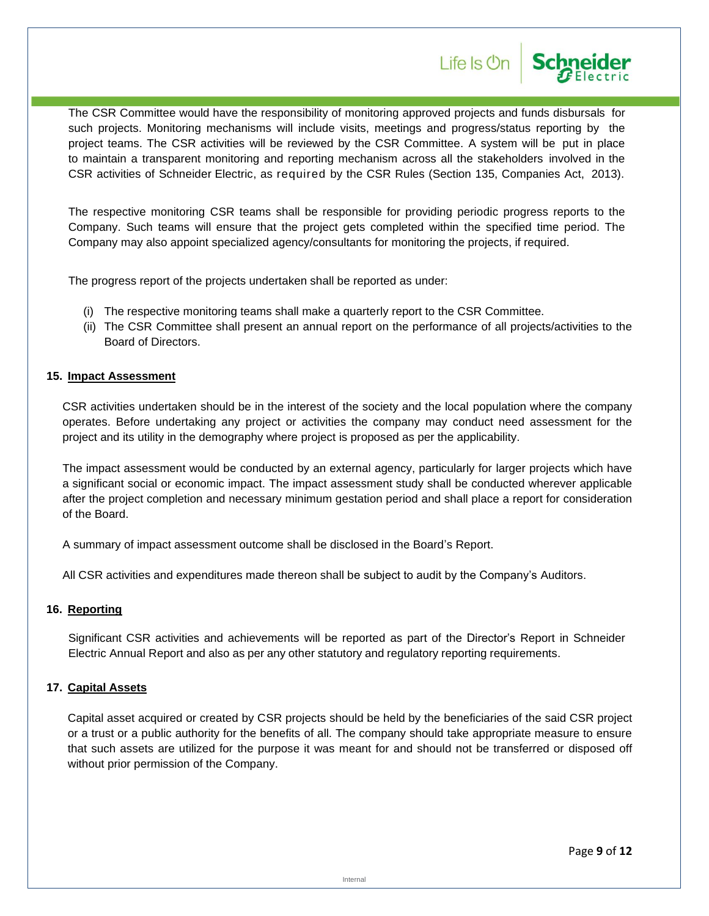The CSR Committee would have the responsibility of monitoring approved projects and funds disbursals for such projects. Monitoring mechanisms will include visits, meetings and progress/status reporting by the project teams. The CSR activities will be reviewed by the CSR Committee. A system will be put in place to maintain a transparent monitoring and reporting mechanism across all the stakeholders involved in the CSR activities of Schneider Electric, as required by the CSR Rules (Section 135, Companies Act, 2013).

The respective monitoring CSR teams shall be responsible for providing periodic progress reports to the Company. Such teams will ensure that the project gets completed within the specified time period. The Company may also appoint specialized agency/consultants for monitoring the projects, if required.

The progress report of the projects undertaken shall be reported as under:

(i) The respective monitoring teams shall make a quarterly report to the CSR Committee.
(ii) The CSR Committee shall present an annual report on the performance of all projects/activities to the Board of Directors.

## 15. Impact Assessment

CSR activities undertaken should be in the interest of the society and the local population where the company operates. Before undertaking any project or activities the company may conduct need assessment for the project and its utility in the demography where project is proposed as per the applicability.

The impact assessment would be conducted by an external agency, particularly for larger projects which have a significant social or economic impact. The impact assessment study shall be conducted wherever applicable after the project completion and necessary minimum gestation period and shall place a report for consideration of the Board.

A summary of impact assessment outcome shall be disclosed in the Board's Report.

All CSR activities and expenditures made thereon shall be subject to audit by the Company's Auditors.

## 16. Reporting

Significant CSR activities and achievements will be reported as part of the Director's Report in Schneider Electric Annual Report and also as per any other statutory and regulatory reporting requirements.

## 17. Capital Assets

Capital asset acquired or created by CSR projects should be held by the beneficiaries of the said CSR project or a trust or a public authority for the benefits of all. The company should take appropriate measure to ensure that such assets are utilized for the purpose it was meant for and should not be transferred or disposed off without prior permission of the Company.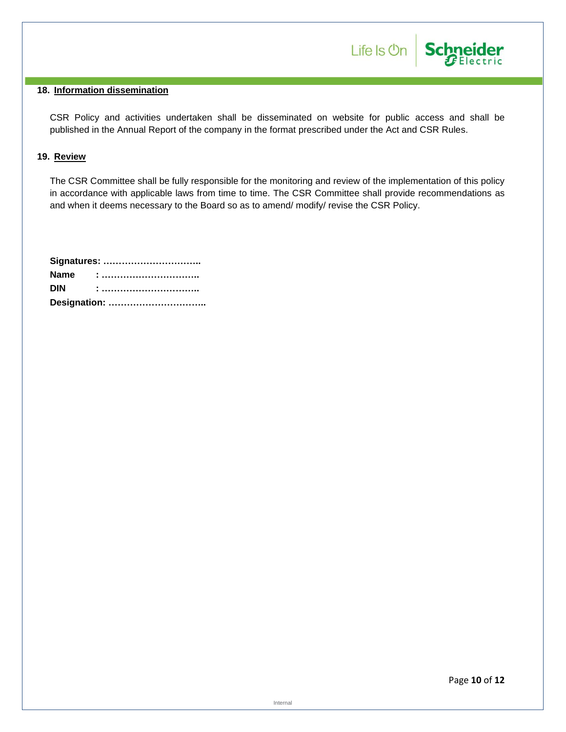## 18. Information dissemination

CSR Policy and activities undertaken shall be disseminated on website for public access and shall be published in the Annual Report of the company in the format prescribed under the Act and CSR Rules.

## 19. Review

The CSR Committee shall be fully responsible for the monitoring and review of the implementation of this policy in accordance with applicable laws from time to time. The CSR Committee shall provide recommendations as and when it deems necessary to the Board so as to amend/ modify/ revise the CSR Policy.

**Signatures: …………………………..**
**Name : …………………………..**
**DIN : …………………………..**
**Designation: …………………………..**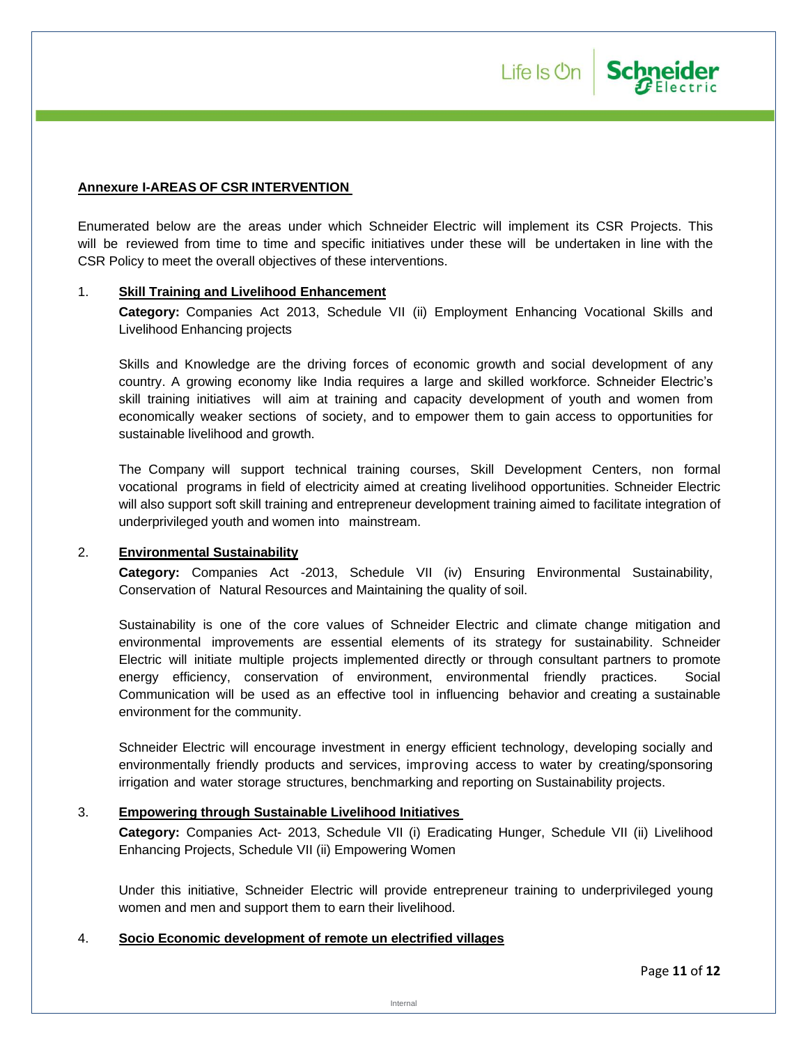**Annexure I-AREAS OF CSR INTERVENTION**

Enumerated below are the areas under which Schneider Electric will implement its CSR Projects. This will be reviewed from time to time and specific initiatives under these will be undertaken in line with the CSR Policy to meet the overall objectives of these interventions.

1. **Skill Training and Livelihood Enhancement**

   **Category:** Companies Act 2013, Schedule VII (ii) Employment Enhancing Vocational Skills and Livelihood Enhancing projects

   Skills and Knowledge are the driving forces of economic growth and social development of any country. A growing economy like India requires a large and skilled workforce. Schneider Electric's skill training initiatives will aim at training and capacity development of youth and women from economically weaker sections of society, and to empower them to gain access to opportunities for sustainable livelihood and growth.

   The Company will support technical training courses, Skill Development Centers, non formal vocational programs in field of electricity aimed at creating livelihood opportunities. Schneider Electric will also support soft skill training and entrepreneur development training aimed to facilitate integration of underprivileged youth and women into mainstream.

2. **Environmental Sustainability**

   **Category:** Companies Act -2013, Schedule VII (iv) Ensuring Environmental Sustainability, Conservation of Natural Resources and Maintaining the quality of soil.

   Sustainability is one of the core values of Schneider Electric and climate change mitigation and environmental improvements are essential elements of its strategy for sustainability. Schneider Electric will initiate multiple projects implemented directly or through consultant partners to promote energy efficiency, conservation of environment, environmental friendly practices. Social Communication will be used as an effective tool in influencing behavior and creating a sustainable environment for the community.

   Schneider Electric will encourage investment in energy efficient technology, developing socially and environmentally friendly products and services, improving access to water by creating/sponsoring irrigation and water storage structures, benchmarking and reporting on Sustainability projects.

3. **Empowering through Sustainable Livelihood Initiatives**

   **Category:** Companies Act- 2013, Schedule VII (i) Eradicating Hunger, Schedule VII (ii) Livelihood Enhancing Projects, Schedule VII (ii) Empowering Women

   Under this initiative, Schneider Electric will provide entrepreneur training to underprivileged young women and men and support them to earn their livelihood.

4. **Socio Economic development of remote un electrified villages**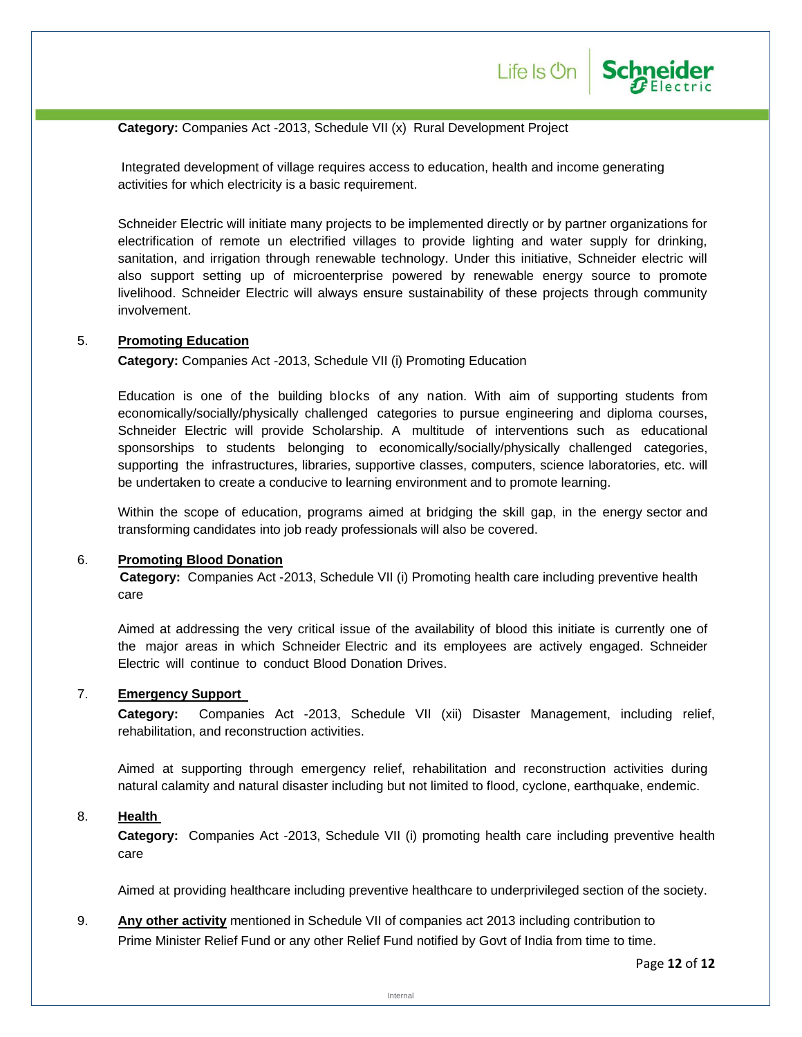**Category:** Companies Act -2013, Schedule VII (x) Rural Development Project

Integrated development of village requires access to education, health and income generating activities for which electricity is a basic requirement.

Schneider Electric will initiate many projects to be implemented directly or by partner organizations for electrification of remote un electrified villages to provide lighting and water supply for drinking, sanitation, and irrigation through renewable technology. Under this initiative, Schneider electric will also support setting up of microenterprise powered by renewable energy source to promote livelihood. Schneider Electric will always ensure sustainability of these projects through community involvement.

5. **Promoting Education**

**Category:** Companies Act -2013, Schedule VII (i) Promoting Education

Education is one of the building blocks of any nation. With aim of supporting students from economically/socially/physically challenged categories to pursue engineering and diploma courses, Schneider Electric will provide Scholarship. A multitude of interventions such as educational sponsorships to students belonging to economically/socially/physically challenged categories, supporting the infrastructures, libraries, supportive classes, computers, science laboratories, etc. will be undertaken to create a conducive to learning environment and to promote learning.

Within the scope of education, programs aimed at bridging the skill gap, in the energy sector and transforming candidates into job ready professionals will also be covered.

6. **Promoting Blood Donation**

**Category:** Companies Act -2013, Schedule VII (i) Promoting health care including preventive health care

Aimed at addressing the very critical issue of the availability of blood this initiate is currently one of the major areas in which Schneider Electric and its employees are actively engaged. Schneider Electric will continue to conduct Blood Donation Drives.

7. **Emergency Support**

**Category:** Companies Act -2013, Schedule VII (xii) Disaster Management, including relief, rehabilitation, and reconstruction activities.

Aimed at supporting through emergency relief, rehabilitation and reconstruction activities during natural calamity and natural disaster including but not limited to flood, cyclone, earthquake, endemic.

8. **Health**

**Category:** Companies Act -2013, Schedule VII (i) promoting health care including preventive health care

Aimed at providing healthcare including preventive healthcare to underprivileged section of the society.

9. **Any other activity** mentioned in Schedule VII of companies act 2013 including contribution to Prime Minister Relief Fund or any other Relief Fund notified by Govt of India from time to time.